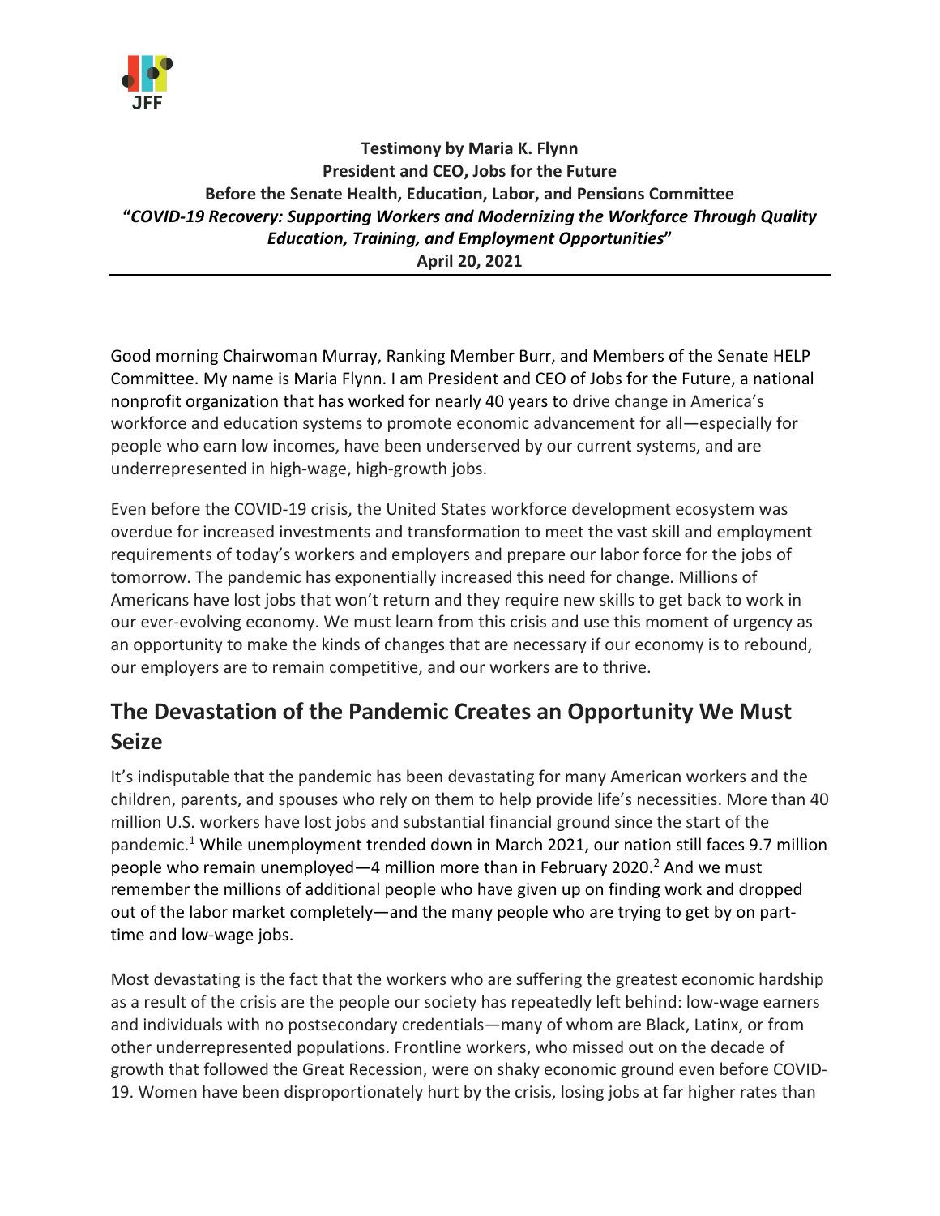**Testimony by Maria K. Flynn**
**President and CEO, Jobs for the Future**
**Before the Senate Health, Education, Labor, and Pensions Committee**
**"*COVID-19 Recovery: Supporting Workers and Modernizing the Workforce Through Quality Education, Training, and Employment Opportunities*"**
**April 20, 2021**

---

Good morning Chairwoman Murray, Ranking Member Burr, and Members of the Senate HELP Committee. My name is Maria Flynn. I am President and CEO of Jobs for the Future, a national nonprofit organization that has worked for nearly 40 years to drive change in America's workforce and education systems to promote economic advancement for all—especially for people who earn low incomes, have been underserved by our current systems, and are underrepresented in high-wage, high-growth jobs.

Even before the COVID-19 crisis, the United States workforce development ecosystem was overdue for increased investments and transformation to meet the vast skill and employment requirements of today's workers and employers and prepare our labor force for the jobs of tomorrow. The pandemic has exponentially increased this need for change. Millions of Americans have lost jobs that won't return and they require new skills to get back to work in our ever-evolving economy. We must learn from this crisis and use this moment of urgency as an opportunity to make the kinds of changes that are necessary if our economy is to rebound, our employers are to remain competitive, and our workers are to thrive.

## The Devastation of the Pandemic Creates an Opportunity We Must Seize

It's indisputable that the pandemic has been devastating for many American workers and the children, parents, and spouses who rely on them to help provide life's necessities. More than 40 million U.S. workers have lost jobs and substantial financial ground since the start of the pandemic.[1] While unemployment trended down in March 2021, our nation still faces 9.7 million people who remain unemployed—4 million more than in February 2020.[2] And we must remember the millions of additional people who have given up on finding work and dropped out of the labor market completely—and the many people who are trying to get by on part-time and low-wage jobs.

Most devastating is the fact that the workers who are suffering the greatest economic hardship as a result of the crisis are the people our society has repeatedly left behind: low-wage earners and individuals with no postsecondary credentials—many of whom are Black, Latinx, or from other underrepresented populations. Frontline workers, who missed out on the decade of growth that followed the Great Recession, were on shaky economic ground even before COVID-19. Women have been disproportionately hurt by the crisis, losing jobs at far higher rates than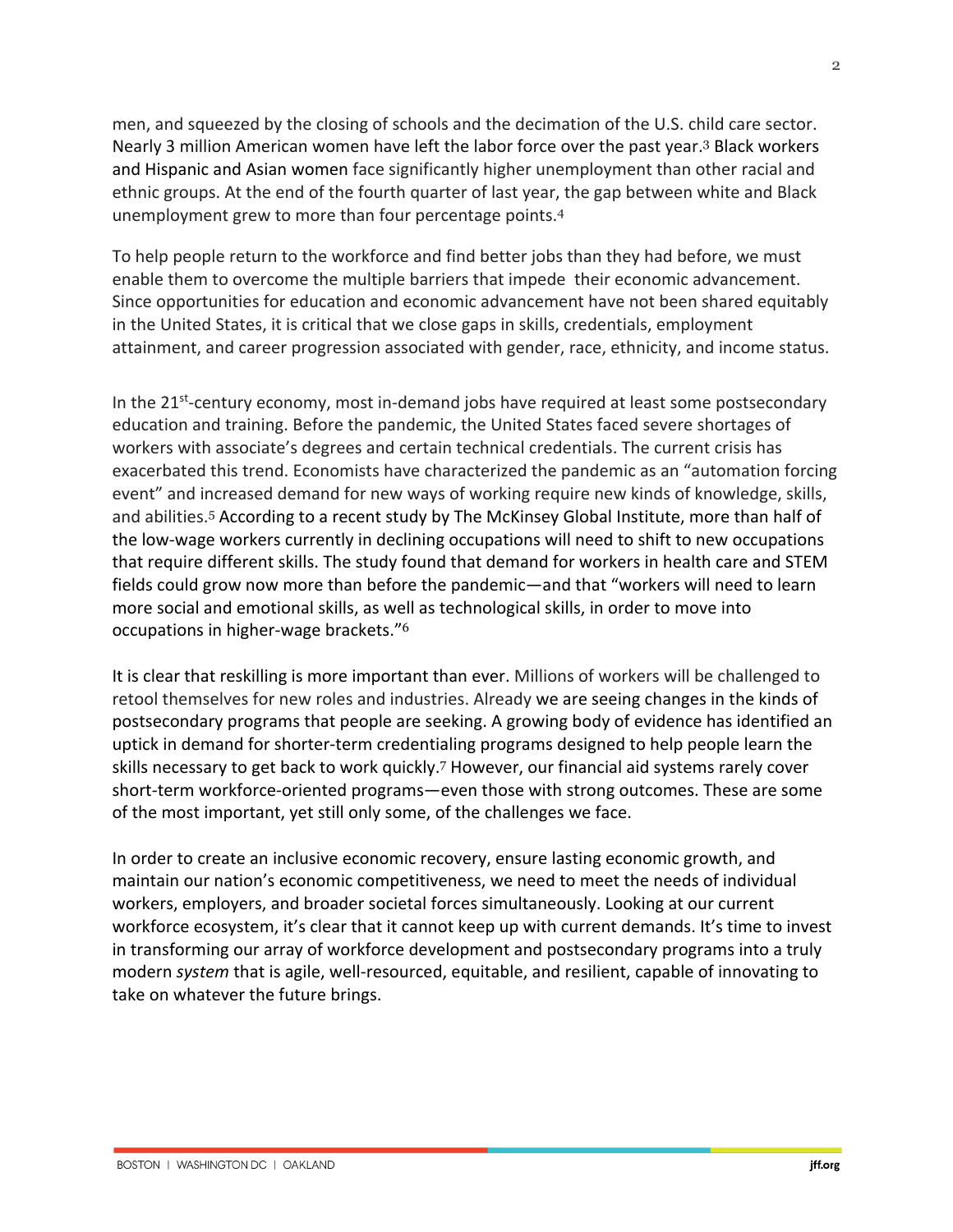men, and squeezed by the closing of schools and the decimation of the U.S. child care sector. Nearly 3 million American women have left the labor force over the past year.[3] Black workers and Hispanic and Asian women face significantly higher unemployment than other racial and ethnic groups. At the end of the fourth quarter of last year, the gap between white and Black unemployment grew to more than four percentage points.[4]

To help people return to the workforce and find better jobs than they had before, we must enable them to overcome the multiple barriers that impede their economic advancement. Since opportunities for education and economic advancement have not been shared equitably in the United States, it is critical that we close gaps in skills, credentials, employment attainment, and career progression associated with gender, race, ethnicity, and income status.

In the 21st-century economy, most in-demand jobs have required at least some postsecondary education and training. Before the pandemic, the United States faced severe shortages of workers with associate's degrees and certain technical credentials. The current crisis has exacerbated this trend. Economists have characterized the pandemic as an "automation forcing event" and increased demand for new ways of working require new kinds of knowledge, skills, and abilities.[5] According to a recent study by The McKinsey Global Institute, more than half of the low-wage workers currently in declining occupations will need to shift to new occupations that require different skills. The study found that demand for workers in health care and STEM fields could grow now more than before the pandemic—and that "workers will need to learn more social and emotional skills, as well as technological skills, in order to move into occupations in higher-wage brackets."[6]

It is clear that reskilling is more important than ever. Millions of workers will be challenged to retool themselves for new roles and industries. Already we are seeing changes in the kinds of postsecondary programs that people are seeking. A growing body of evidence has identified an uptick in demand for shorter-term credentialing programs designed to help people learn the skills necessary to get back to work quickly.[7] However, our financial aid systems rarely cover short-term workforce-oriented programs—even those with strong outcomes. These are some of the most important, yet still only some, of the challenges we face.

In order to create an inclusive economic recovery, ensure lasting economic growth, and maintain our nation's economic competitiveness, we need to meet the needs of individual workers, employers, and broader societal forces simultaneously. Looking at our current workforce ecosystem, it's clear that it cannot keep up with current demands. It's time to invest in transforming our array of workforce development and postsecondary programs into a truly modern *system* that is agile, well-resourced, equitable, and resilient, capable of innovating to take on whatever the future brings.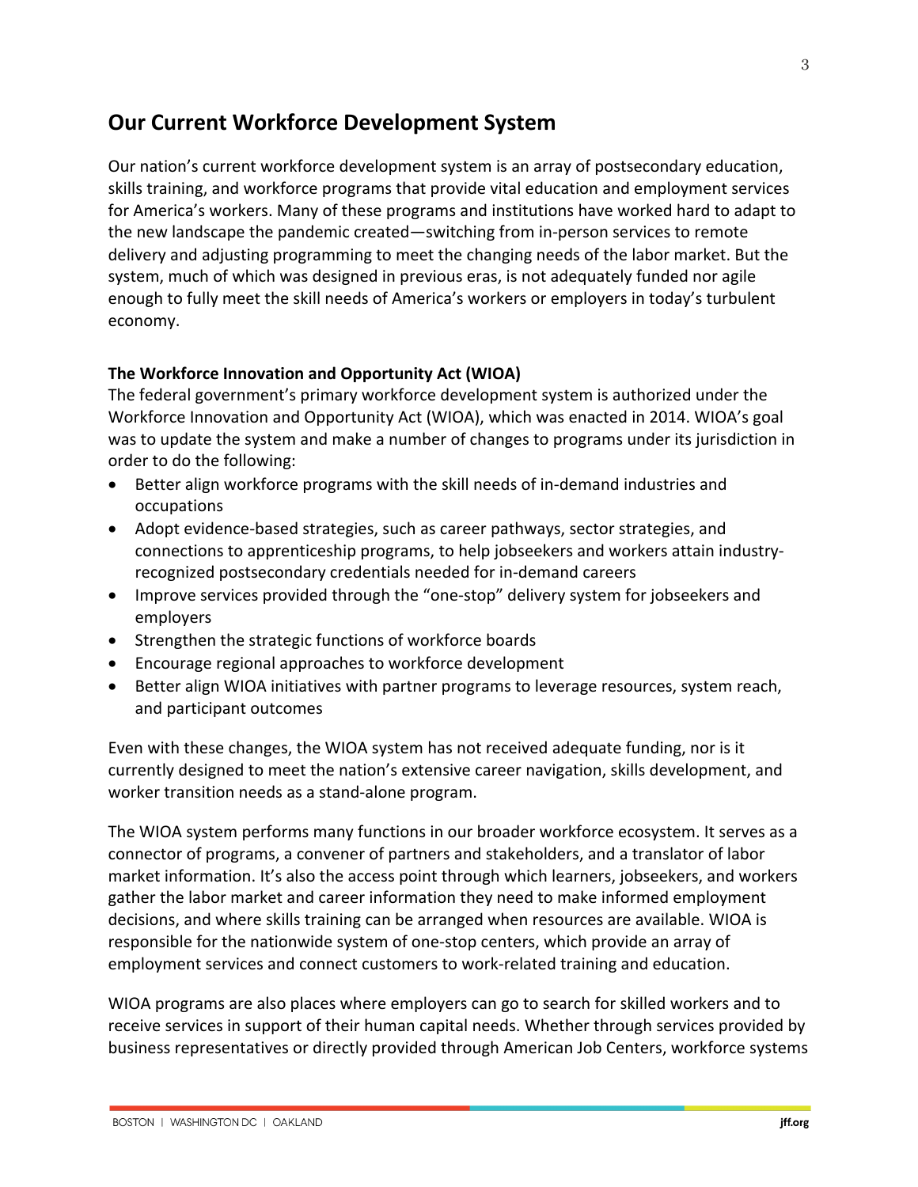## Our Current Workforce Development System

Our nation's current workforce development system is an array of postsecondary education, skills training, and workforce programs that provide vital education and employment services for America's workers. Many of these programs and institutions have worked hard to adapt to the new landscape the pandemic created—switching from in-person services to remote delivery and adjusting programming to meet the changing needs of the labor market. But the system, much of which was designed in previous eras, is not adequately funded nor agile enough to fully meet the skill needs of America's workers or employers in today's turbulent economy.

### The Workforce Innovation and Opportunity Act (WIOA)

The federal government's primary workforce development system is authorized under the Workforce Innovation and Opportunity Act (WIOA), which was enacted in 2014. WIOA's goal was to update the system and make a number of changes to programs under its jurisdiction in order to do the following:

- Better align workforce programs with the skill needs of in-demand industries and occupations
- Adopt evidence-based strategies, such as career pathways, sector strategies, and connections to apprenticeship programs, to help jobseekers and workers attain industry-recognized postsecondary credentials needed for in-demand careers
- Improve services provided through the "one-stop" delivery system for jobseekers and employers
- Strengthen the strategic functions of workforce boards
- Encourage regional approaches to workforce development
- Better align WIOA initiatives with partner programs to leverage resources, system reach, and participant outcomes

Even with these changes, the WIOA system has not received adequate funding, nor is it currently designed to meet the nation's extensive career navigation, skills development, and worker transition needs as a stand-alone program.

The WIOA system performs many functions in our broader workforce ecosystem. It serves as a connector of programs, a convener of partners and stakeholders, and a translator of labor market information. It's also the access point through which learners, jobseekers, and workers gather the labor market and career information they need to make informed employment decisions, and where skills training can be arranged when resources are available. WIOA is responsible for the nationwide system of one-stop centers, which provide an array of employment services and connect customers to work-related training and education.

WIOA programs are also places where employers can go to search for skilled workers and to receive services in support of their human capital needs. Whether through services provided by business representatives or directly provided through American Job Centers, workforce systems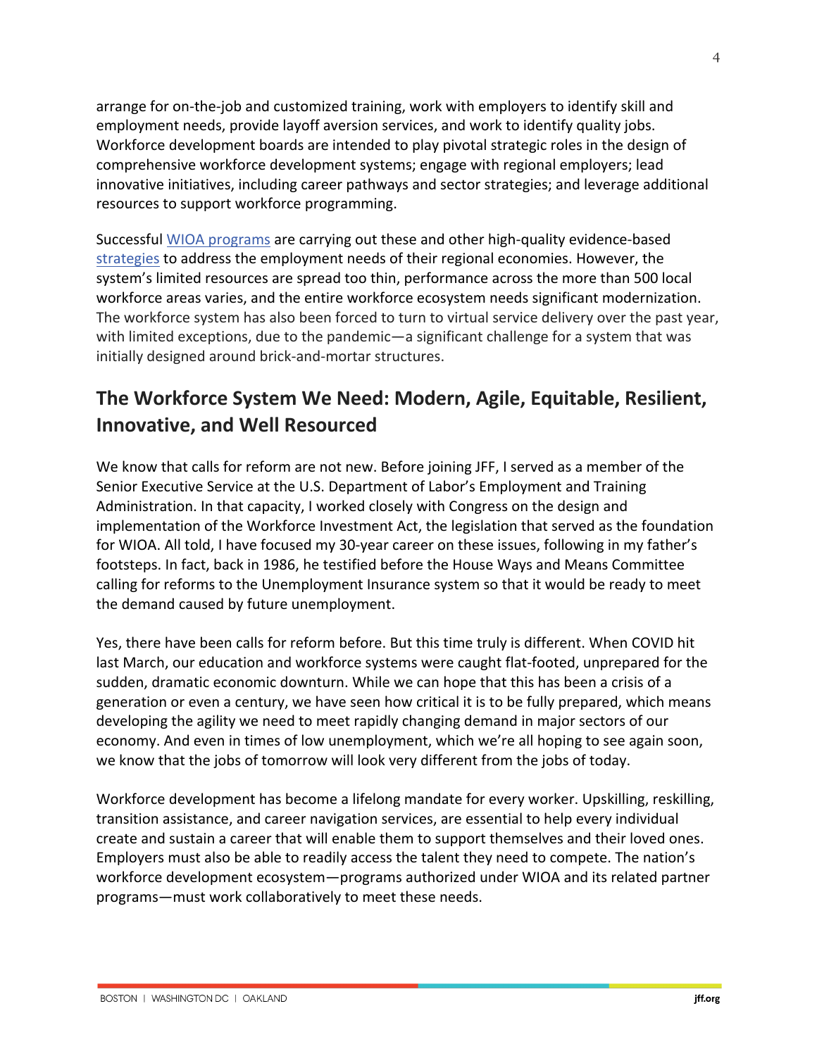arrange for on-the-job and customized training, work with employers to identify skill and employment needs, provide layoff aversion services, and work to identify quality jobs. Workforce development boards are intended to play pivotal strategic roles in the design of comprehensive workforce development systems; engage with regional employers; lead innovative initiatives, including career pathways and sector strategies; and leverage additional resources to support workforce programming.

Successful WIOA programs are carrying out these and other high-quality evidence-based strategies to address the employment needs of their regional economies. However, the system's limited resources are spread too thin, performance across the more than 500 local workforce areas varies, and the entire workforce ecosystem needs significant modernization. The workforce system has also been forced to turn to virtual service delivery over the past year, with limited exceptions, due to the pandemic—a significant challenge for a system that was initially designed around brick-and-mortar structures.

## The Workforce System We Need: Modern, Agile, Equitable, Resilient, Innovative, and Well Resourced

We know that calls for reform are not new. Before joining JFF, I served as a member of the Senior Executive Service at the U.S. Department of Labor's Employment and Training Administration. In that capacity, I worked closely with Congress on the design and implementation of the Workforce Investment Act, the legislation that served as the foundation for WIOA. All told, I have focused my 30-year career on these issues, following in my father's footsteps. In fact, back in 1986, he testified before the House Ways and Means Committee calling for reforms to the Unemployment Insurance system so that it would be ready to meet the demand caused by future unemployment.

Yes, there have been calls for reform before. But this time truly is different. When COVID hit last March, our education and workforce systems were caught flat-footed, unprepared for the sudden, dramatic economic downturn. While we can hope that this has been a crisis of a generation or even a century, we have seen how critical it is to be fully prepared, which means developing the agility we need to meet rapidly changing demand in major sectors of our economy. And even in times of low unemployment, which we're all hoping to see again soon, we know that the jobs of tomorrow will look very different from the jobs of today.

Workforce development has become a lifelong mandate for every worker. Upskilling, reskilling, transition assistance, and career navigation services, are essential to help every individual create and sustain a career that will enable them to support themselves and their loved ones. Employers must also be able to readily access the talent they need to compete. The nation's workforce development ecosystem—programs authorized under WIOA and its related partner programs—must work collaboratively to meet these needs.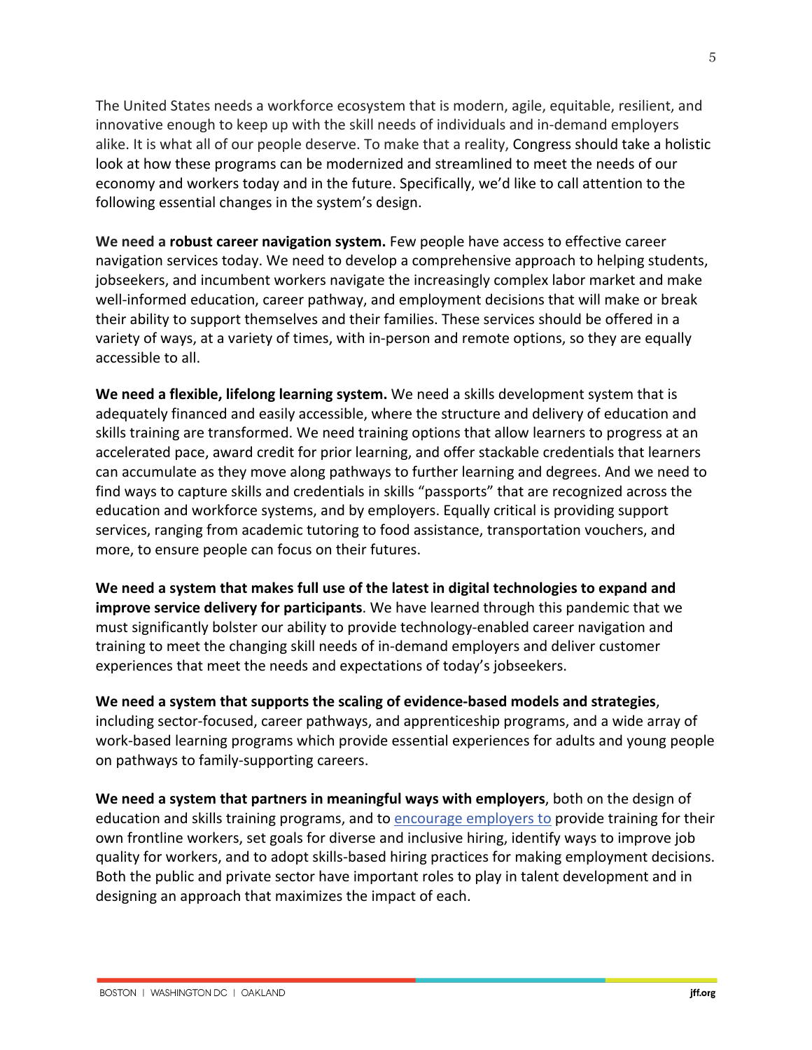The United States needs a workforce ecosystem that is modern, agile, equitable, resilient, and innovative enough to keep up with the skill needs of individuals and in-demand employers alike. It is what all of our people deserve. To make that a reality, Congress should take a holistic look at how these programs can be modernized and streamlined to meet the needs of our economy and workers today and in the future. Specifically, we'd like to call attention to the following essential changes in the system's design.

**We need a robust career navigation system.** Few people have access to effective career navigation services today. We need to develop a comprehensive approach to helping students, jobseekers, and incumbent workers navigate the increasingly complex labor market and make well-informed education, career pathway, and employment decisions that will make or break their ability to support themselves and their families. These services should be offered in a variety of ways, at a variety of times, with in-person and remote options, so they are equally accessible to all.

**We need a flexible, lifelong learning system.** We need a skills development system that is adequately financed and easily accessible, where the structure and delivery of education and skills training are transformed. We need training options that allow learners to progress at an accelerated pace, award credit for prior learning, and offer stackable credentials that learners can accumulate as they move along pathways to further learning and degrees. And we need to find ways to capture skills and credentials in skills "passports" that are recognized across the education and workforce systems, and by employers. Equally critical is providing support services, ranging from academic tutoring to food assistance, transportation vouchers, and more, to ensure people can focus on their futures.

**We need a system that makes full use of the latest in digital technologies to expand and improve service delivery for participants**. We have learned through this pandemic that we must significantly bolster our ability to provide technology-enabled career navigation and training to meet the changing skill needs of in-demand employers and deliver customer experiences that meet the needs and expectations of today's jobseekers.

**We need a system that supports the scaling of evidence-based models and strategies**, including sector-focused, career pathways, and apprenticeship programs, and a wide array of work-based learning programs which provide essential experiences for adults and young people on pathways to family-supporting careers.

**We need a system that partners in meaningful ways with employers**, both on the design of education and skills training programs, and to encourage employers to provide training for their own frontline workers, set goals for diverse and inclusive hiring, identify ways to improve job quality for workers, and to adopt skills-based hiring practices for making employment decisions. Both the public and private sector have important roles to play in talent development and in designing an approach that maximizes the impact of each.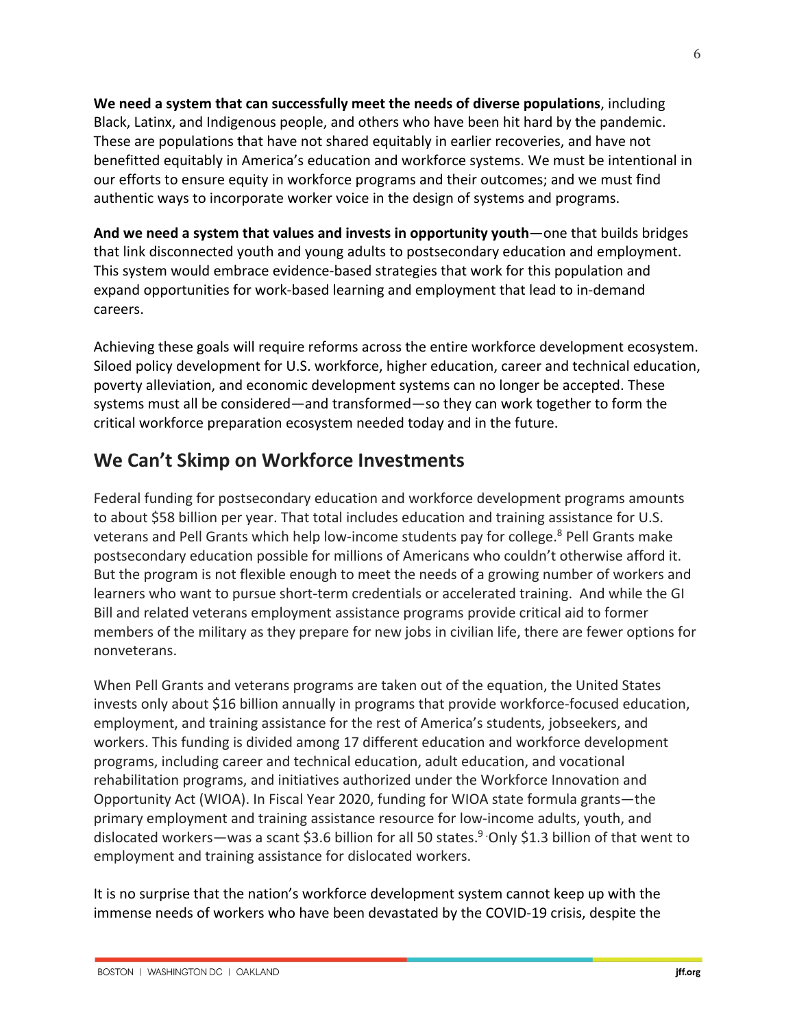**We need a system that can successfully meet the needs of diverse populations**, including Black, Latinx, and Indigenous people, and others who have been hit hard by the pandemic. These are populations that have not shared equitably in earlier recoveries, and have not benefitted equitably in America's education and workforce systems. We must be intentional in our efforts to ensure equity in workforce programs and their outcomes; and we must find authentic ways to incorporate worker voice in the design of systems and programs.

**And we need a system that values and invests in opportunity youth**—one that builds bridges that link disconnected youth and young adults to postsecondary education and employment. This system would embrace evidence-based strategies that work for this population and expand opportunities for work-based learning and employment that lead to in-demand careers.

Achieving these goals will require reforms across the entire workforce development ecosystem. Siloed policy development for U.S. workforce, higher education, career and technical education, poverty alleviation, and economic development systems can no longer be accepted. These systems must all be considered—and transformed—so they can work together to form the critical workforce preparation ecosystem needed today and in the future.

## We Can't Skimp on Workforce Investments

Federal funding for postsecondary education and workforce development programs amounts to about $58 billion per year. That total includes education and training assistance for U.S. veterans and Pell Grants which help low-income students pay for college.[8] Pell Grants make postsecondary education possible for millions of Americans who couldn't otherwise afford it. But the program is not flexible enough to meet the needs of a growing number of workers and learners who want to pursue short-term credentials or accelerated training. And while the GI Bill and related veterans employment assistance programs provide critical aid to former members of the military as they prepare for new jobs in civilian life, there are fewer options for nonveterans.

When Pell Grants and veterans programs are taken out of the equation, the United States invests only about $16 billion annually in programs that provide workforce-focused education, employment, and training assistance for the rest of America's students, jobseekers, and workers. This funding is divided among 17 different education and workforce development programs, including career and technical education, adult education, and vocational rehabilitation programs, and initiatives authorized under the Workforce Innovation and Opportunity Act (WIOA). In Fiscal Year 2020, funding for WIOA state formula grants—the primary employment and training assistance resource for low-income adults, youth, and dislocated workers—was a scant $3.6 billion for all 50 states.[9] Only $1.3 billion of that went to employment and training assistance for dislocated workers.

It is no surprise that the nation's workforce development system cannot keep up with the immense needs of workers who have been devastated by the COVID-19 crisis, despite the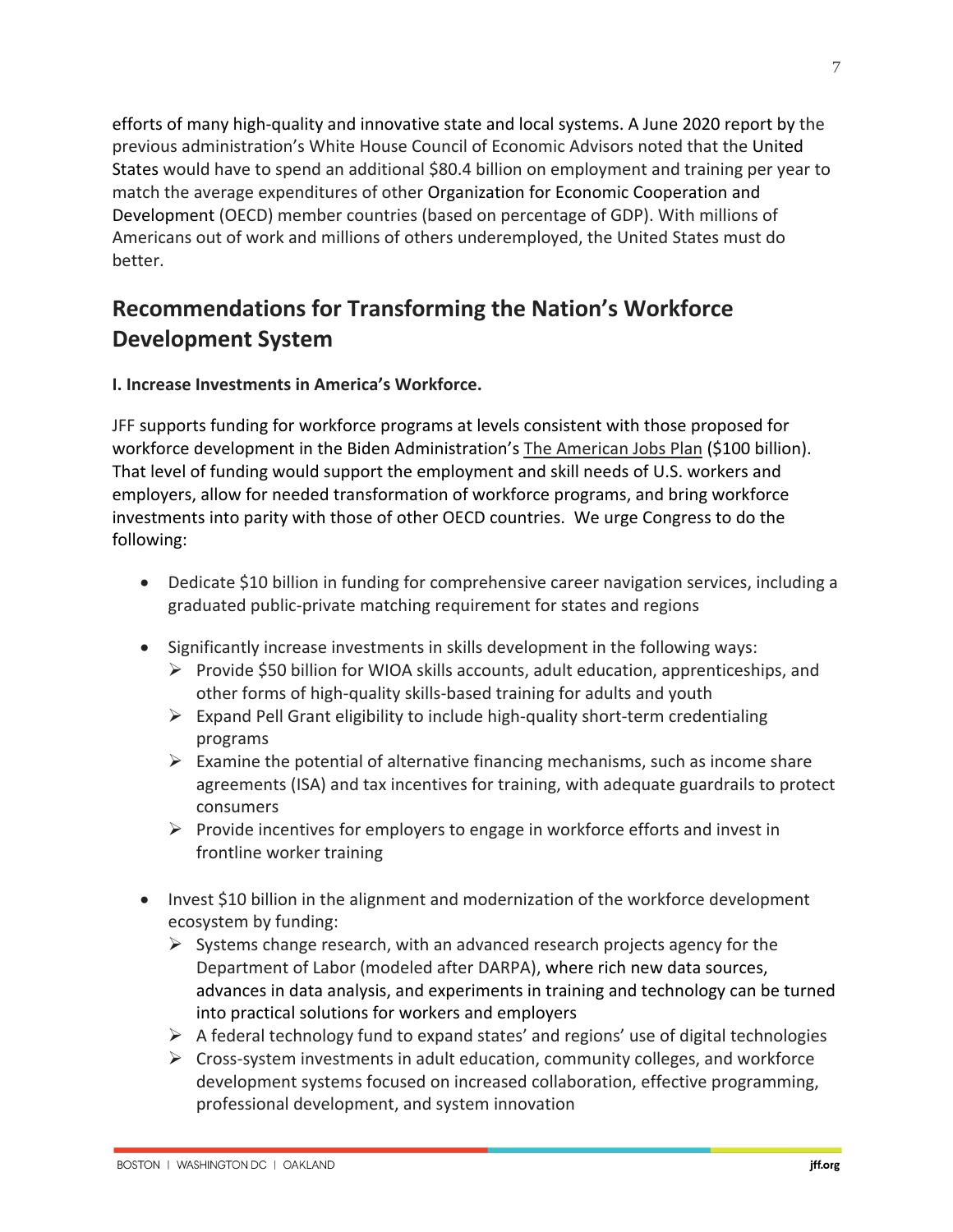efforts of many high-quality and innovative state and local systems. A June 2020 report by the previous administration's White House Council of Economic Advisors noted that the United States would have to spend an additional $80.4 billion on employment and training per year to match the average expenditures of other Organization for Economic Cooperation and Development (OECD) member countries (based on percentage of GDP). With millions of Americans out of work and millions of others underemployed, the United States must do better.

## Recommendations for Transforming the Nation's Workforce Development System

**I. Increase Investments in America's Workforce.**

JFF supports funding for workforce programs at levels consistent with those proposed for workforce development in the Biden Administration's The American Jobs Plan ($100 billion). That level of funding would support the employment and skill needs of U.S. workers and employers, allow for needed transformation of workforce programs, and bring workforce investments into parity with those of other OECD countries. We urge Congress to do the following:

- Dedicate $10 billion in funding for comprehensive career navigation services, including a graduated public-private matching requirement for states and regions
- Significantly increase investments in skills development in the following ways:
  - Provide $50 billion for WIOA skills accounts, adult education, apprenticeships, and other forms of high-quality skills-based training for adults and youth
  - Expand Pell Grant eligibility to include high-quality short-term credentialing programs
  - Examine the potential of alternative financing mechanisms, such as income share agreements (ISA) and tax incentives for training, with adequate guardrails to protect consumers
  - Provide incentives for employers to engage in workforce efforts and invest in frontline worker training
- Invest $10 billion in the alignment and modernization of the workforce development ecosystem by funding:
  - Systems change research, with an advanced research projects agency for the Department of Labor (modeled after DARPA), where rich new data sources, advances in data analysis, and experiments in training and technology can be turned into practical solutions for workers and employers
  - A federal technology fund to expand states' and regions' use of digital technologies
  - Cross-system investments in adult education, community colleges, and workforce development systems focused on increased collaboration, effective programming, professional development, and system innovation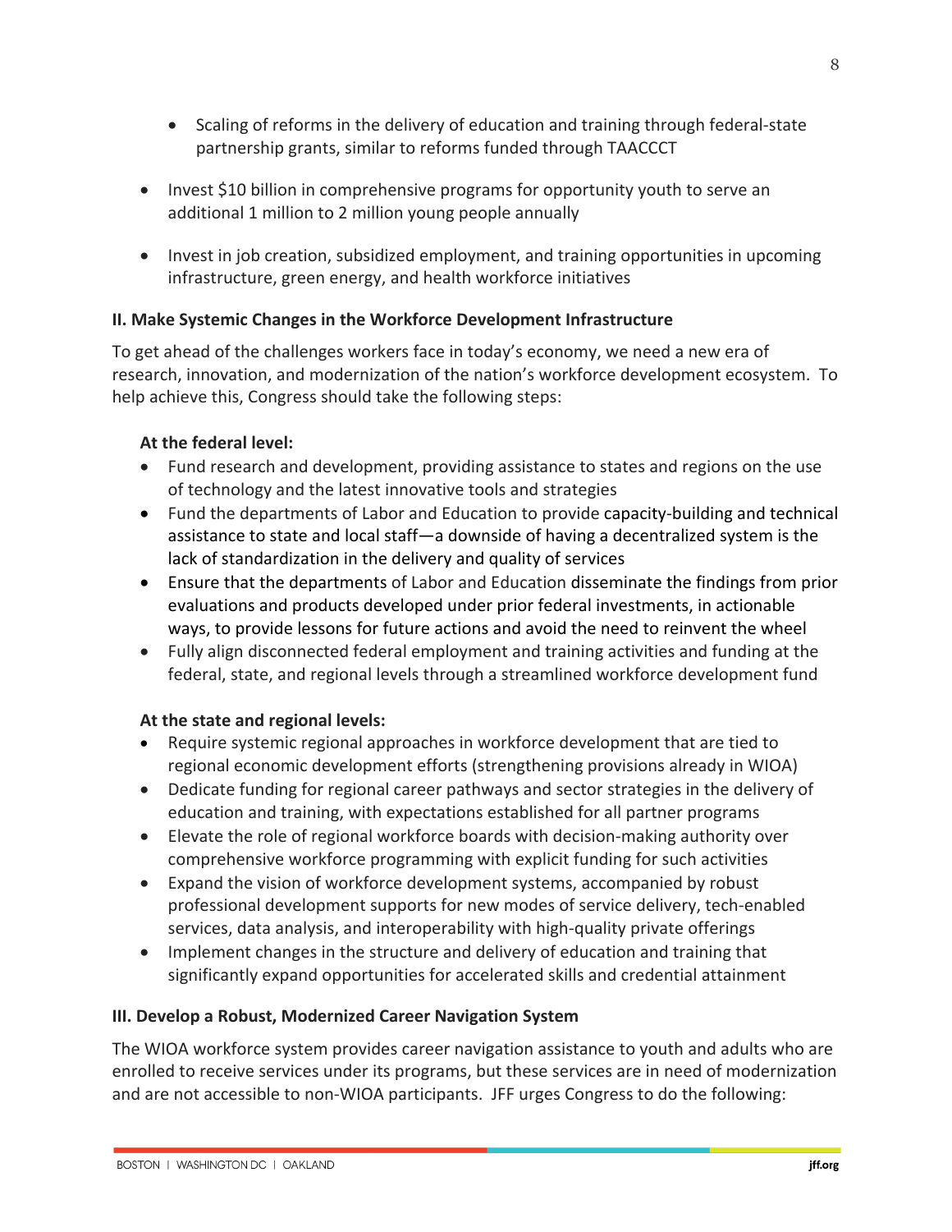- Scaling of reforms in the delivery of education and training through federal-state partnership grants, similar to reforms funded through TAACCCT

- Invest $10 billion in comprehensive programs for opportunity youth to serve an additional 1 million to 2 million young people annually

- Invest in job creation, subsidized employment, and training opportunities in upcoming infrastructure, green energy, and health workforce initiatives

**II. Make Systemic Changes in the Workforce Development Infrastructure**

To get ahead of the challenges workers face in today's economy, we need a new era of research, innovation, and modernization of the nation's workforce development ecosystem. To help achieve this, Congress should take the following steps:

**At the federal level:**

- Fund research and development, providing assistance to states and regions on the use of technology and the latest innovative tools and strategies
- Fund the departments of Labor and Education to provide capacity-building and technical assistance to state and local staff—a downside of having a decentralized system is the lack of standardization in the delivery and quality of services
- Ensure that the departments of Labor and Education disseminate the findings from prior evaluations and products developed under prior federal investments, in actionable ways, to provide lessons for future actions and avoid the need to reinvent the wheel
- Fully align disconnected federal employment and training activities and funding at the federal, state, and regional levels through a streamlined workforce development fund

**At the state and regional levels:**

- Require systemic regional approaches in workforce development that are tied to regional economic development efforts (strengthening provisions already in WIOA)
- Dedicate funding for regional career pathways and sector strategies in the delivery of education and training, with expectations established for all partner programs
- Elevate the role of regional workforce boards with decision-making authority over comprehensive workforce programming with explicit funding for such activities
- Expand the vision of workforce development systems, accompanied by robust professional development supports for new modes of service delivery, tech-enabled services, data analysis, and interoperability with high-quality private offerings
- Implement changes in the structure and delivery of education and training that significantly expand opportunities for accelerated skills and credential attainment

**III. Develop a Robust, Modernized Career Navigation System**

The WIOA workforce system provides career navigation assistance to youth and adults who are enrolled to receive services under its programs, but these services are in need of modernization and are not accessible to non-WIOA participants. JFF urges Congress to do the following: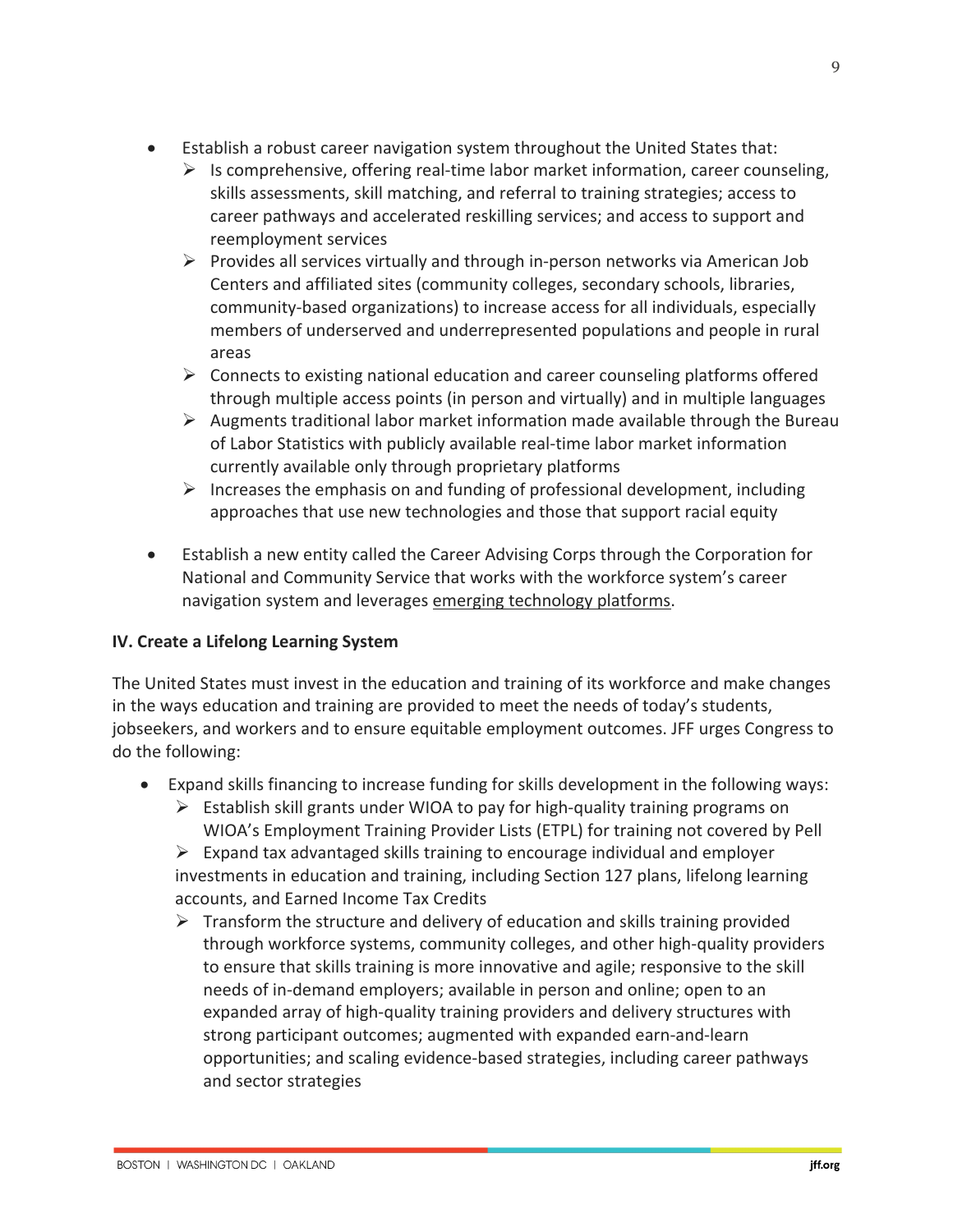- Establish a robust career navigation system throughout the United States that:
  - Is comprehensive, offering real-time labor market information, career counseling, skills assessments, skill matching, and referral to training strategies; access to career pathways and accelerated reskilling services; and access to support and reemployment services
  - Provides all services virtually and through in-person networks via American Job Centers and affiliated sites (community colleges, secondary schools, libraries, community-based organizations) to increase access for all individuals, especially members of underserved and underrepresented populations and people in rural areas
  - Connects to existing national education and career counseling platforms offered through multiple access points (in person and virtually) and in multiple languages
  - Augments traditional labor market information made available through the Bureau of Labor Statistics with publicly available real-time labor market information currently available only through proprietary platforms
  - Increases the emphasis on and funding of professional development, including approaches that use new technologies and those that support racial equity
- Establish a new entity called the Career Advising Corps through the Corporation for National and Community Service that works with the workforce system's career navigation system and leverages emerging technology platforms.

**IV. Create a Lifelong Learning System**

The United States must invest in the education and training of its workforce and make changes in the ways education and training are provided to meet the needs of today's students, jobseekers, and workers and to ensure equitable employment outcomes. JFF urges Congress to do the following:

- Expand skills financing to increase funding for skills development in the following ways:
  - Establish skill grants under WIOA to pay for high-quality training programs on WIOA's Employment Training Provider Lists (ETPL) for training not covered by Pell
  - Expand tax advantaged skills training to encourage individual and employer investments in education and training, including Section 127 plans, lifelong learning accounts, and Earned Income Tax Credits
  - Transform the structure and delivery of education and skills training provided through workforce systems, community colleges, and other high-quality providers to ensure that skills training is more innovative and agile; responsive to the skill needs of in-demand employers; available in person and online; open to an expanded array of high-quality training providers and delivery structures with strong participant outcomes; augmented with expanded earn-and-learn opportunities; and scaling evidence-based strategies, including career pathways and sector strategies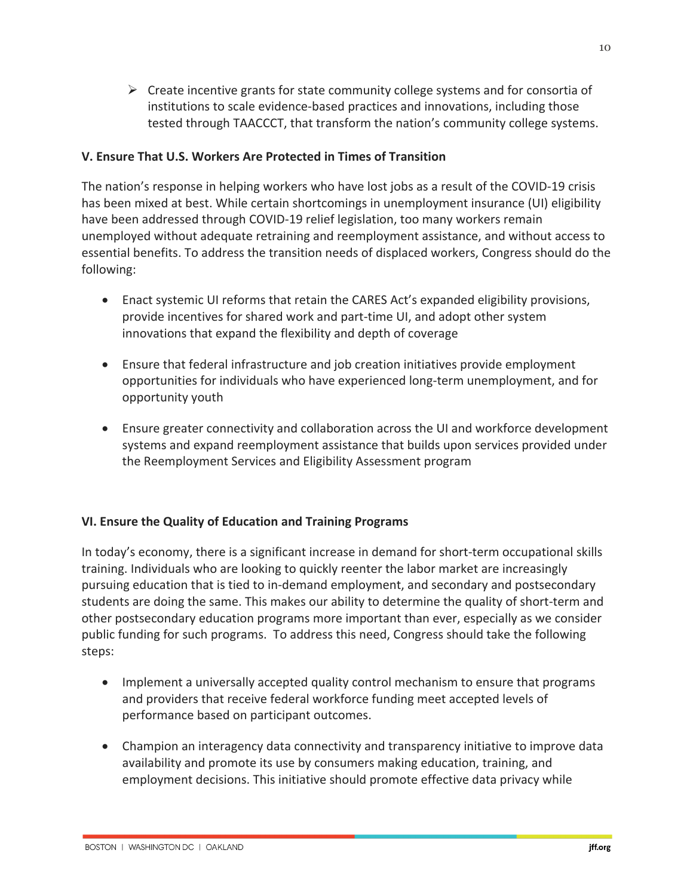- Create incentive grants for state community college systems and for consortia of institutions to scale evidence-based practices and innovations, including those tested through TAACCCT, that transform the nation's community college systems.

**V. Ensure That U.S. Workers Are Protected in Times of Transition**

The nation's response in helping workers who have lost jobs as a result of the COVID-19 crisis has been mixed at best. While certain shortcomings in unemployment insurance (UI) eligibility have been addressed through COVID-19 relief legislation, too many workers remain unemployed without adequate retraining and reemployment assistance, and without access to essential benefits. To address the transition needs of displaced workers, Congress should do the following:

- Enact systemic UI reforms that retain the CARES Act's expanded eligibility provisions, provide incentives for shared work and part-time UI, and adopt other system innovations that expand the flexibility and depth of coverage
- Ensure that federal infrastructure and job creation initiatives provide employment opportunities for individuals who have experienced long-term unemployment, and for opportunity youth
- Ensure greater connectivity and collaboration across the UI and workforce development systems and expand reemployment assistance that builds upon services provided under the Reemployment Services and Eligibility Assessment program

**VI. Ensure the Quality of Education and Training Programs**

In today's economy, there is a significant increase in demand for short-term occupational skills training. Individuals who are looking to quickly reenter the labor market are increasingly pursuing education that is tied to in-demand employment, and secondary and postsecondary students are doing the same. This makes our ability to determine the quality of short-term and other postsecondary education programs more important than ever, especially as we consider public funding for such programs. To address this need, Congress should take the following steps:

- Implement a universally accepted quality control mechanism to ensure that programs and providers that receive federal workforce funding meet accepted levels of performance based on participant outcomes.
- Champion an interagency data connectivity and transparency initiative to improve data availability and promote its use by consumers making education, training, and employment decisions. This initiative should promote effective data privacy while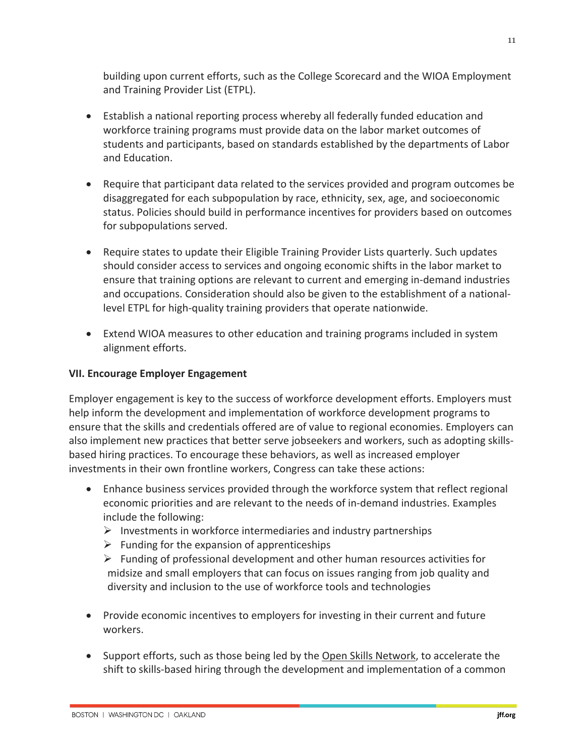building upon current efforts, such as the College Scorecard and the WIOA Employment and Training Provider List (ETPL).

- Establish a national reporting process whereby all federally funded education and workforce training programs must provide data on the labor market outcomes of students and participants, based on standards established by the departments of Labor and Education.

- Require that participant data related to the services provided and program outcomes be disaggregated for each subpopulation by race, ethnicity, sex, age, and socioeconomic status. Policies should build in performance incentives for providers based on outcomes for subpopulations served.

- Require states to update their Eligible Training Provider Lists quarterly. Such updates should consider access to services and ongoing economic shifts in the labor market to ensure that training options are relevant to current and emerging in-demand industries and occupations. Consideration should also be given to the establishment of a national-level ETPL for high-quality training providers that operate nationwide.

- Extend WIOA measures to other education and training programs included in system alignment efforts.

### VII. Encourage Employer Engagement

Employer engagement is key to the success of workforce development efforts. Employers must help inform the development and implementation of workforce development programs to ensure that the skills and credentials offered are of value to regional economies. Employers can also implement new practices that better serve jobseekers and workers, such as adopting skills-based hiring practices. To encourage these behaviors, as well as increased employer investments in their own frontline workers, Congress can take these actions:

- Enhance business services provided through the workforce system that reflect regional economic priorities and are relevant to the needs of in-demand industries. Examples include the following:
  - Investments in workforce intermediaries and industry partnerships
  - Funding for the expansion of apprenticeships
  - Funding of professional development and other human resources activities for midsize and small employers that can focus on issues ranging from job quality and diversity and inclusion to the use of workforce tools and technologies

- Provide economic incentives to employers for investing in their current and future workers.

- Support efforts, such as those being led by the Open Skills Network, to accelerate the shift to skills-based hiring through the development and implementation of a common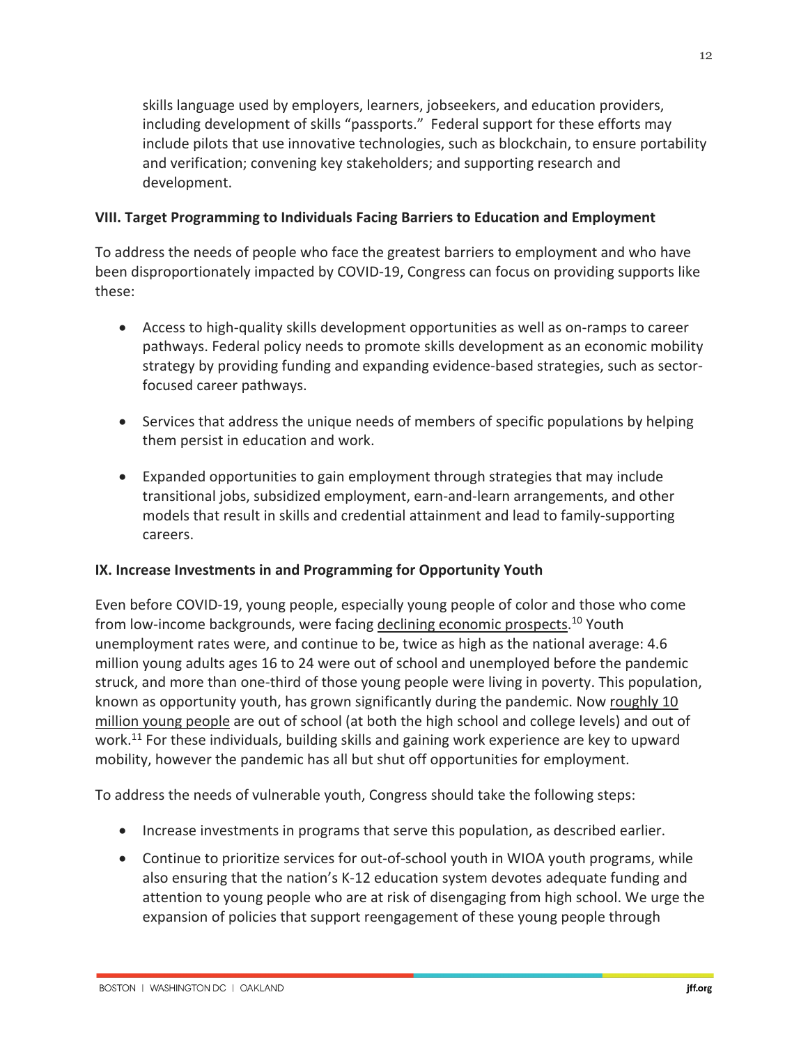skills language used by employers, learners, jobseekers, and education providers, including development of skills "passports." Federal support for these efforts may include pilots that use innovative technologies, such as blockchain, to ensure portability and verification; convening key stakeholders; and supporting research and development.

**VIII. Target Programming to Individuals Facing Barriers to Education and Employment**

To address the needs of people who face the greatest barriers to employment and who have been disproportionately impacted by COVID-19, Congress can focus on providing supports like these:

- Access to high-quality skills development opportunities as well as on-ramps to career pathways. Federal policy needs to promote skills development as an economic mobility strategy by providing funding and expanding evidence-based strategies, such as sector-focused career pathways.
- Services that address the unique needs of members of specific populations by helping them persist in education and work.
- Expanded opportunities to gain employment through strategies that may include transitional jobs, subsidized employment, earn-and-learn arrangements, and other models that result in skills and credential attainment and lead to family-supporting careers.

**IX. Increase Investments in and Programming for Opportunity Youth**

Even before COVID-19, young people, especially young people of color and those who come from low-income backgrounds, were facing declining economic prospects.[10] Youth unemployment rates were, and continue to be, twice as high as the national average: 4.6 million young adults ages 16 to 24 were out of school and unemployed before the pandemic struck, and more than one-third of those young people were living in poverty. This population, known as opportunity youth, has grown significantly during the pandemic. Now roughly 10 million young people are out of school (at both the high school and college levels) and out of work.[11] For these individuals, building skills and gaining work experience are key to upward mobility, however the pandemic has all but shut off opportunities for employment.

To address the needs of vulnerable youth, Congress should take the following steps:

- Increase investments in programs that serve this population, as described earlier.
- Continue to prioritize services for out-of-school youth in WIOA youth programs, while also ensuring that the nation's K-12 education system devotes adequate funding and attention to young people who are at risk of disengaging from high school. We urge the expansion of policies that support reengagement of these young people through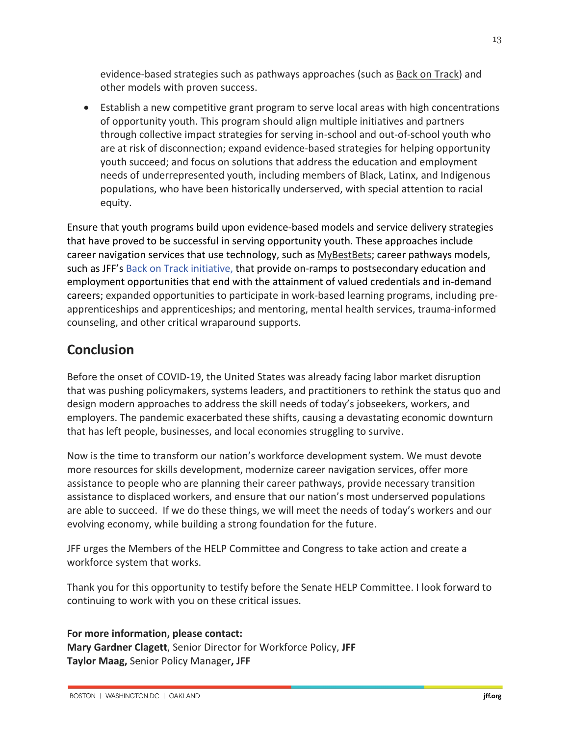evidence-based strategies such as pathways approaches (such as Back on Track) and other models with proven success.

- Establish a new competitive grant program to serve local areas with high concentrations of opportunity youth. This program should align multiple initiatives and partners through collective impact strategies for serving in-school and out-of-school youth who are at risk of disconnection; expand evidence-based strategies for helping opportunity youth succeed; and focus on solutions that address the education and employment needs of underrepresented youth, including members of Black, Latinx, and Indigenous populations, who have been historically underserved, with special attention to racial equity.

Ensure that youth programs build upon evidence-based models and service delivery strategies that have proved to be successful in serving opportunity youth. These approaches include career navigation services that use technology, such as MyBestBets; career pathways models, such as JFF's Back on Track initiative, that provide on-ramps to postsecondary education and employment opportunities that end with the attainment of valued credentials and in-demand careers; expanded opportunities to participate in work-based learning programs, including pre-apprenticeships and apprenticeships; and mentoring, mental health services, trauma-informed counseling, and other critical wraparound supports.

## Conclusion

Before the onset of COVID-19, the United States was already facing labor market disruption that was pushing policymakers, systems leaders, and practitioners to rethink the status quo and design modern approaches to address the skill needs of today's jobseekers, workers, and employers. The pandemic exacerbated these shifts, causing a devastating economic downturn that has left people, businesses, and local economies struggling to survive.

Now is the time to transform our nation's workforce development system. We must devote more resources for skills development, modernize career navigation services, offer more assistance to people who are planning their career pathways, provide necessary transition assistance to displaced workers, and ensure that our nation's most underserved populations are able to succeed. If we do these things, we will meet the needs of today's workers and our evolving economy, while building a strong foundation for the future.

JFF urges the Members of the HELP Committee and Congress to take action and create a workforce system that works.

Thank you for this opportunity to testify before the Senate HELP Committee. I look forward to continuing to work with you on these critical issues.

**For more information, please contact:**
**Mary Gardner Clagett**, Senior Director for Workforce Policy, **JFF**
**Taylor Maag,** Senior Policy Manager**, JFF**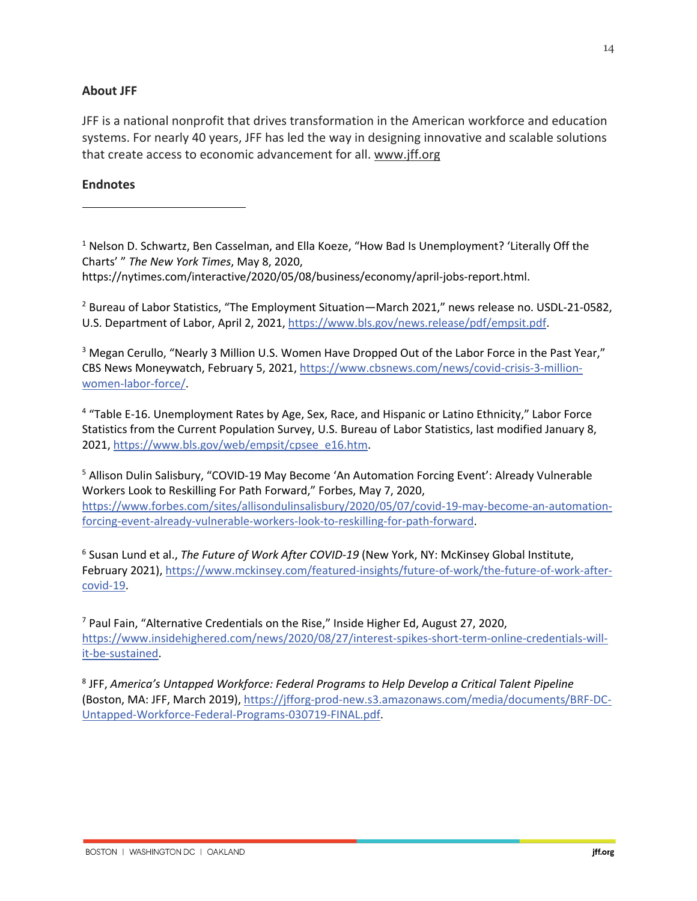## About JFF

JFF is a national nonprofit that drives transformation in the American workforce and education systems. For nearly 40 years, JFF has led the way in designing innovative and scalable solutions that create access to economic advancement for all. www.jff.org

## Endnotes

[1] Nelson D. Schwartz, Ben Casselman, and Ella Koeze, "How Bad Is Unemployment? 'Literally Off the Charts' " *The New York Times*, May 8, 2020, https://nytimes.com/interactive/2020/05/08/business/economy/april-jobs-report.html.

[2] Bureau of Labor Statistics, "The Employment Situation—March 2021," news release no. USDL-21-0582, U.S. Department of Labor, April 2, 2021, https://www.bls.gov/news.release/pdf/empsit.pdf.

[3] Megan Cerullo, "Nearly 3 Million U.S. Women Have Dropped Out of the Labor Force in the Past Year," CBS News Moneywatch, February 5, 2021, https://www.cbsnews.com/news/covid-crisis-3-million-women-labor-force/.

[4] "Table E-16. Unemployment Rates by Age, Sex, Race, and Hispanic or Latino Ethnicity," Labor Force Statistics from the Current Population Survey, U.S. Bureau of Labor Statistics, last modified January 8, 2021, https://www.bls.gov/web/empsit/cpsee_e16.htm.

[5] Allison Dulin Salisbury, "COVID-19 May Become 'An Automation Forcing Event': Already Vulnerable Workers Look to Reskilling For Path Forward," Forbes, May 7, 2020, https://www.forbes.com/sites/allisondulinsalisbury/2020/05/07/covid-19-may-become-an-automation-forcing-event-already-vulnerable-workers-look-to-reskilling-for-path-forward.

[6] Susan Lund et al., *The Future of Work After COVID-19* (New York, NY: McKinsey Global Institute, February 2021), https://www.mckinsey.com/featured-insights/future-of-work/the-future-of-work-after-covid-19.

[7] Paul Fain, "Alternative Credentials on the Rise," Inside Higher Ed, August 27, 2020, https://www.insidehighered.com/news/2020/08/27/interest-spikes-short-term-online-credentials-will-it-be-sustained.

[8] JFF, *America's Untapped Workforce: Federal Programs to Help Develop a Critical Talent Pipeline* (Boston, MA: JFF, March 2019), https://jfforg-prod-new.s3.amazonaws.com/media/documents/BRF-DC-Untapped-Workforce-Federal-Programs-030719-FINAL.pdf.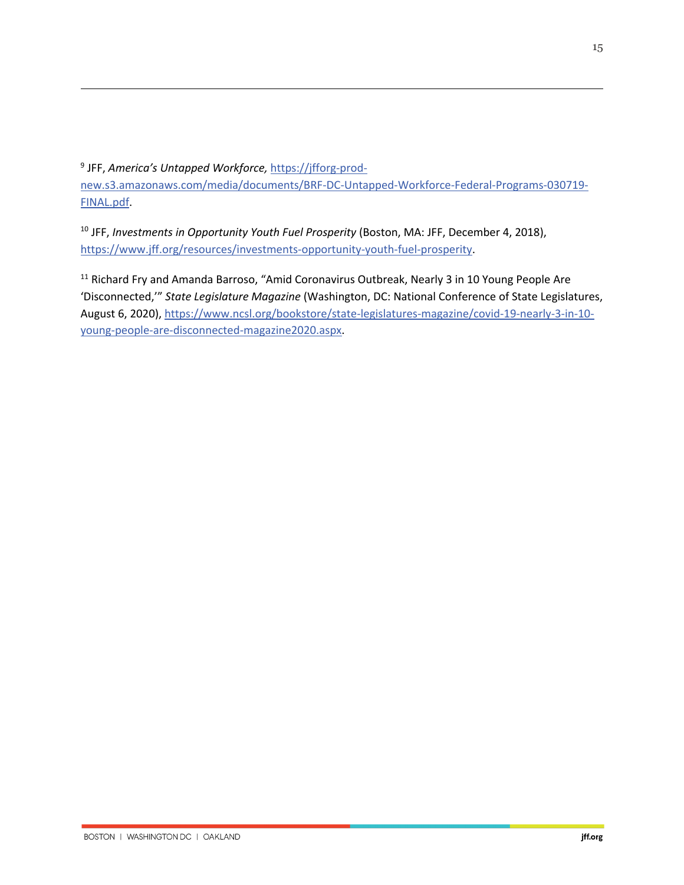[9] JFF, *America's Untapped Workforce,* https://jfforg-prod-new.s3.amazonaws.com/media/documents/BRF-DC-Untapped-Workforce-Federal-Programs-030719-FINAL.pdf.

[10] JFF, *Investments in Opportunity Youth Fuel Prosperity* (Boston, MA: JFF, December 4, 2018), https://www.jff.org/resources/investments-opportunity-youth-fuel-prosperity.

[11] Richard Fry and Amanda Barroso, "Amid Coronavirus Outbreak, Nearly 3 in 10 Young People Are 'Disconnected,'" *State Legislature Magazine* (Washington, DC: National Conference of State Legislatures, August 6, 2020), https://www.ncsl.org/bookstore/state-legislatures-magazine/covid-19-nearly-3-in-10-young-people-are-disconnected-magazine2020.aspx.